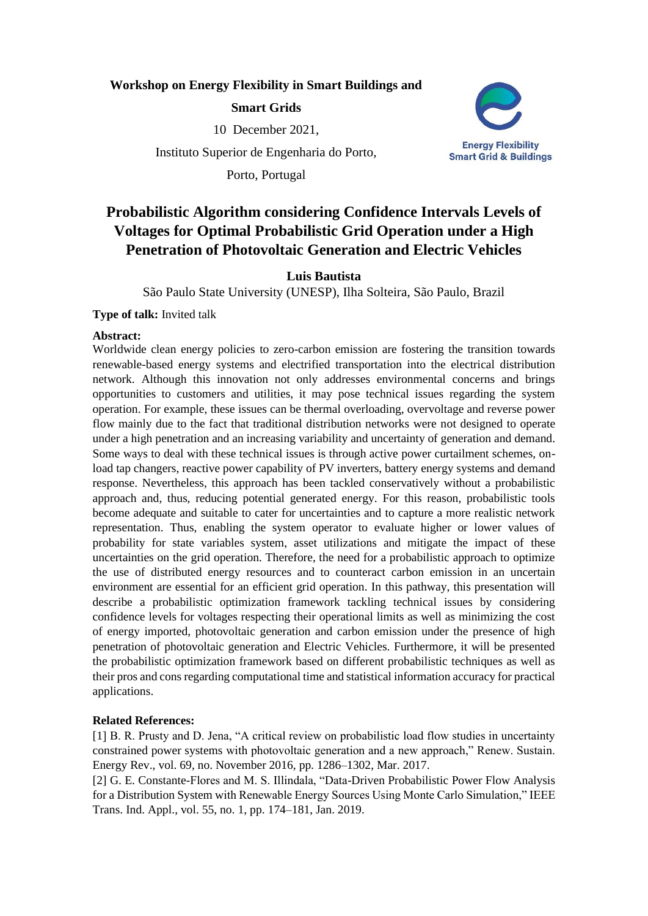**Workshop on Energy Flexibility in Smart Buildings and Smart Grids**

10 December 2021,

Instituto Superior de Engenharia do Porto,

Porto, Portugal

Energy Flexibility
Smart Grid & Buildings

# Probabilistic Algorithm considering Confidence Intervals Levels of Voltages for Optimal Probabilistic Grid Operation under a High Penetration of Photovoltaic Generation and Electric Vehicles

**Luis Bautista**

São Paulo State University (UNESP), Ilha Solteira, São Paulo, Brazil

**Type of talk:** Invited talk

**Abstract:**

Worldwide clean energy policies to zero-carbon emission are fostering the transition towards renewable-based energy systems and electrified transportation into the electrical distribution network. Although this innovation not only addresses environmental concerns and brings opportunities to customers and utilities, it may pose technical issues regarding the system operation. For example, these issues can be thermal overloading, overvoltage and reverse power flow mainly due to the fact that traditional distribution networks were not designed to operate under a high penetration and an increasing variability and uncertainty of generation and demand. Some ways to deal with these technical issues is through active power curtailment schemes, on-load tap changers, reactive power capability of PV inverters, battery energy systems and demand response. Nevertheless, this approach has been tackled conservatively without a probabilistic approach and, thus, reducing potential generated energy. For this reason, probabilistic tools become adequate and suitable to cater for uncertainties and to capture a more realistic network representation. Thus, enabling the system operator to evaluate higher or lower values of probability for state variables system, asset utilizations and mitigate the impact of these uncertainties on the grid operation. Therefore, the need for a probabilistic approach to optimize the use of distributed energy resources and to counteract carbon emission in an uncertain environment are essential for an efficient grid operation. In this pathway, this presentation will describe a probabilistic optimization framework tackling technical issues by considering confidence levels for voltages respecting their operational limits as well as minimizing the cost of energy imported, photovoltaic generation and carbon emission under the presence of high penetration of photovoltaic generation and Electric Vehicles. Furthermore, it will be presented the probabilistic optimization framework based on different probabilistic techniques as well as their pros and cons regarding computational time and statistical information accuracy for practical applications.

**Related References:**

[1] B. R. Prusty and D. Jena, "A critical review on probabilistic load flow studies in uncertainty constrained power systems with photovoltaic generation and a new approach," Renew. Sustain. Energy Rev., vol. 69, no. November 2016, pp. 1286–1302, Mar. 2017.

[2] G. E. Constante-Flores and M. S. Illindala, "Data-Driven Probabilistic Power Flow Analysis for a Distribution System with Renewable Energy Sources Using Monte Carlo Simulation," IEEE Trans. Ind. Appl., vol. 55, no. 1, pp. 174–181, Jan. 2019.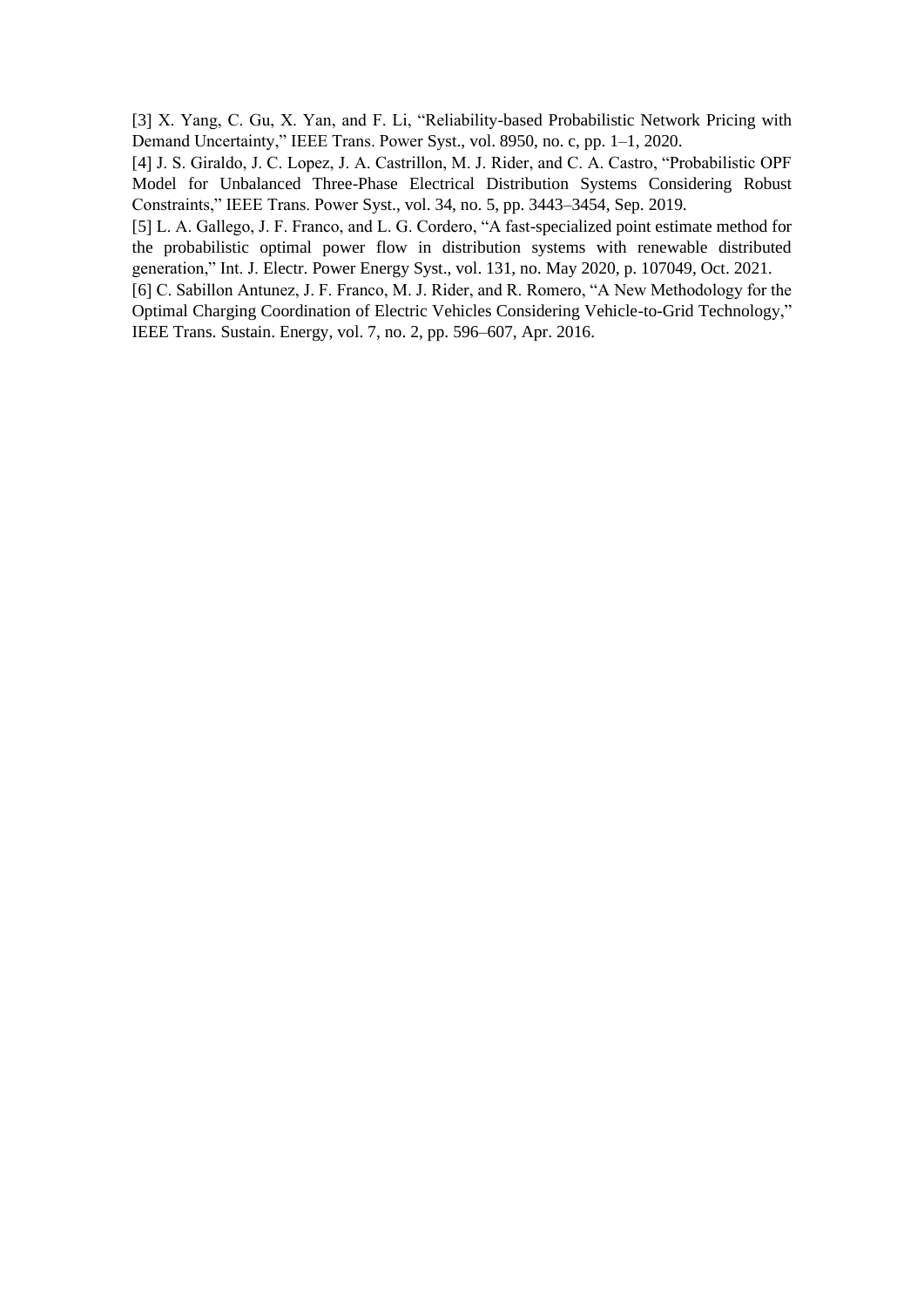[3] X. Yang, C. Gu, X. Yan, and F. Li, "Reliability-based Probabilistic Network Pricing with Demand Uncertainty," IEEE Trans. Power Syst., vol. 8950, no. c, pp. 1–1, 2020.

[4] J. S. Giraldo, J. C. Lopez, J. A. Castrillon, M. J. Rider, and C. A. Castro, "Probabilistic OPF Model for Unbalanced Three-Phase Electrical Distribution Systems Considering Robust Constraints," IEEE Trans. Power Syst., vol. 34, no. 5, pp. 3443–3454, Sep. 2019.

[5] L. A. Gallego, J. F. Franco, and L. G. Cordero, "A fast-specialized point estimate method for the probabilistic optimal power flow in distribution systems with renewable distributed generation," Int. J. Electr. Power Energy Syst., vol. 131, no. May 2020, p. 107049, Oct. 2021.

[6] C. Sabillon Antunez, J. F. Franco, M. J. Rider, and R. Romero, "A New Methodology for the Optimal Charging Coordination of Electric Vehicles Considering Vehicle-to-Grid Technology," IEEE Trans. Sustain. Energy, vol. 7, no. 2, pp. 596–607, Apr. 2016.